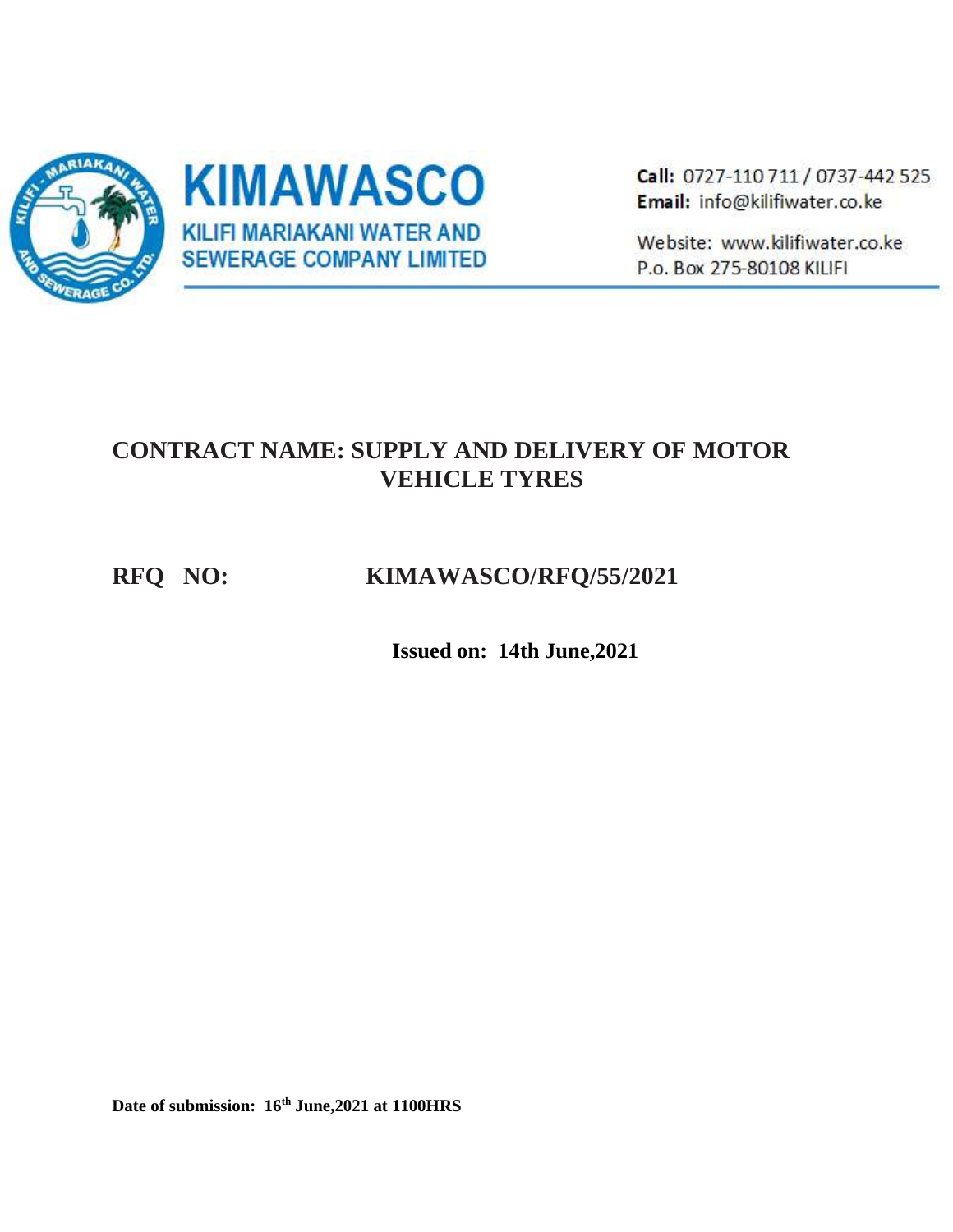**KIMAWASCO**

**KILIFI MARIAKANI WATER AND SEWERAGE COMPANY LIMITED**

**Call:** 0727-110 711 / 0737-442 525
**Email:** info@kilifiwater.co.ke

Website: www.kilifiwater.co.ke
P.o. Box 275-80108 KILIFI

# CONTRACT NAME: SUPPLY AND DELIVERY OF MOTOR VEHICLE TYRES

## RFQ NO: KIMAWASCO/RFQ/55/2021

**Issued on: 14th June,2021**

**Date of submission: 16th June,2021 at 1100HRS**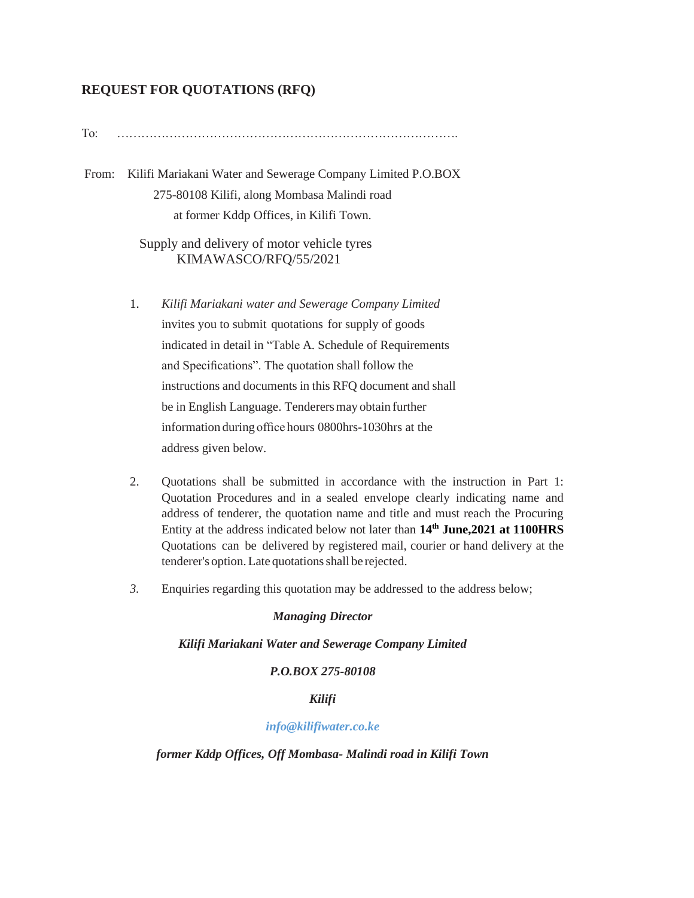## REQUEST FOR QUOTATIONS (RFQ)

To: ……………………………………………………………………………….

From: Kilifi Mariakani Water and Sewerage Company Limited P.O.BOX 275-80108 Kilifi, along Mombasa Malindi road at former Kddp Offices, in Kilifi Town.

Supply and delivery of motor vehicle tyres
KIMAWASCO/RFQ/55/2021

1. *Kilifi Mariakani water and Sewerage Company Limited* invites you to submit quotations for supply of goods indicated in detail in "Table A. Schedule of Requirements and Specifications". The quotation shall follow the instructions and documents in this RFQ document and shall be in English Language. Tenderers may obtain further information during office hours 0800hrs-1030hrs at the address given below.

2. Quotations shall be submitted in accordance with the instruction in Part 1: Quotation Procedures and in a sealed envelope clearly indicating name and address of tenderer, the quotation name and title and must reach the Procuring Entity at the address indicated below not later than **14th June,2021 at 1100HRS** Quotations can be delivered by registered mail, courier or hand delivery at the tenderer's option. Late quotations shall be rejected.

3. Enquiries regarding this quotation may be addressed to the address below;

***Managing Director***

***Kilifi Mariakani Water and Sewerage Company Limited***

***P.O.BOX 275-80108***

***Kilifi***

***info@kilifiwater.co.ke***

***former Kddp Offices, Off Mombasa- Malindi road in Kilifi Town***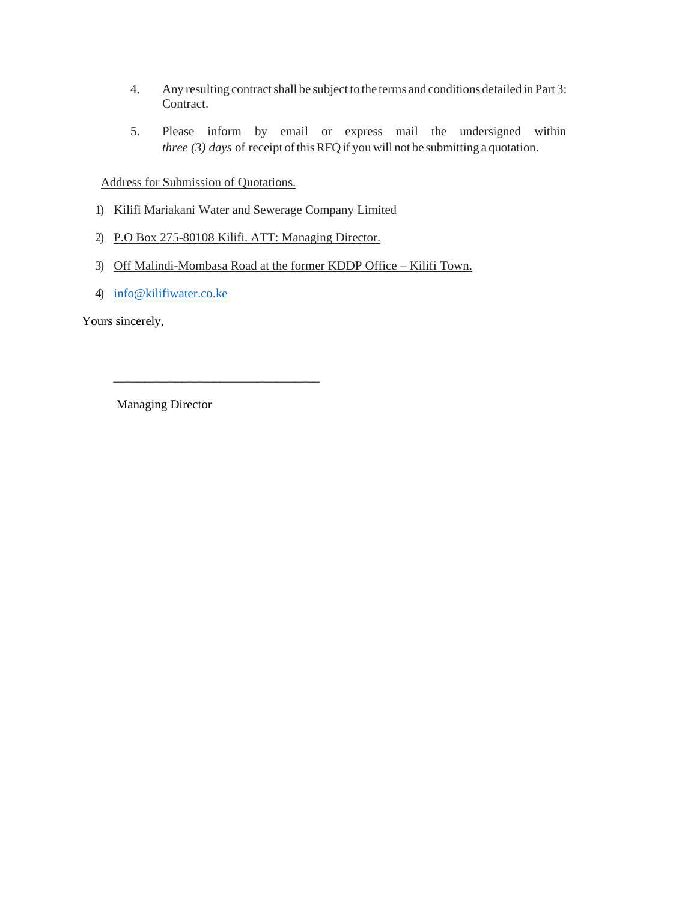4. Any resulting contract shall be subject to the terms and conditions detailed in Part 3: Contract.

5. Please inform by email or express mail the undersigned within *three (3) days* of receipt of this RFQ if you will not be submitting a quotation.

Address for Submission of Quotations.

1) Kilifi Mariakani Water and Sewerage Company Limited
2) P.O Box 275-80108 Kilifi. ATT: Managing Director.
3) Off Malindi-Mombasa Road at the former KDDP Office – Kilifi Town.
4) info@kilifiwater.co.ke

Yours sincerely,

_________________________________

Managing Director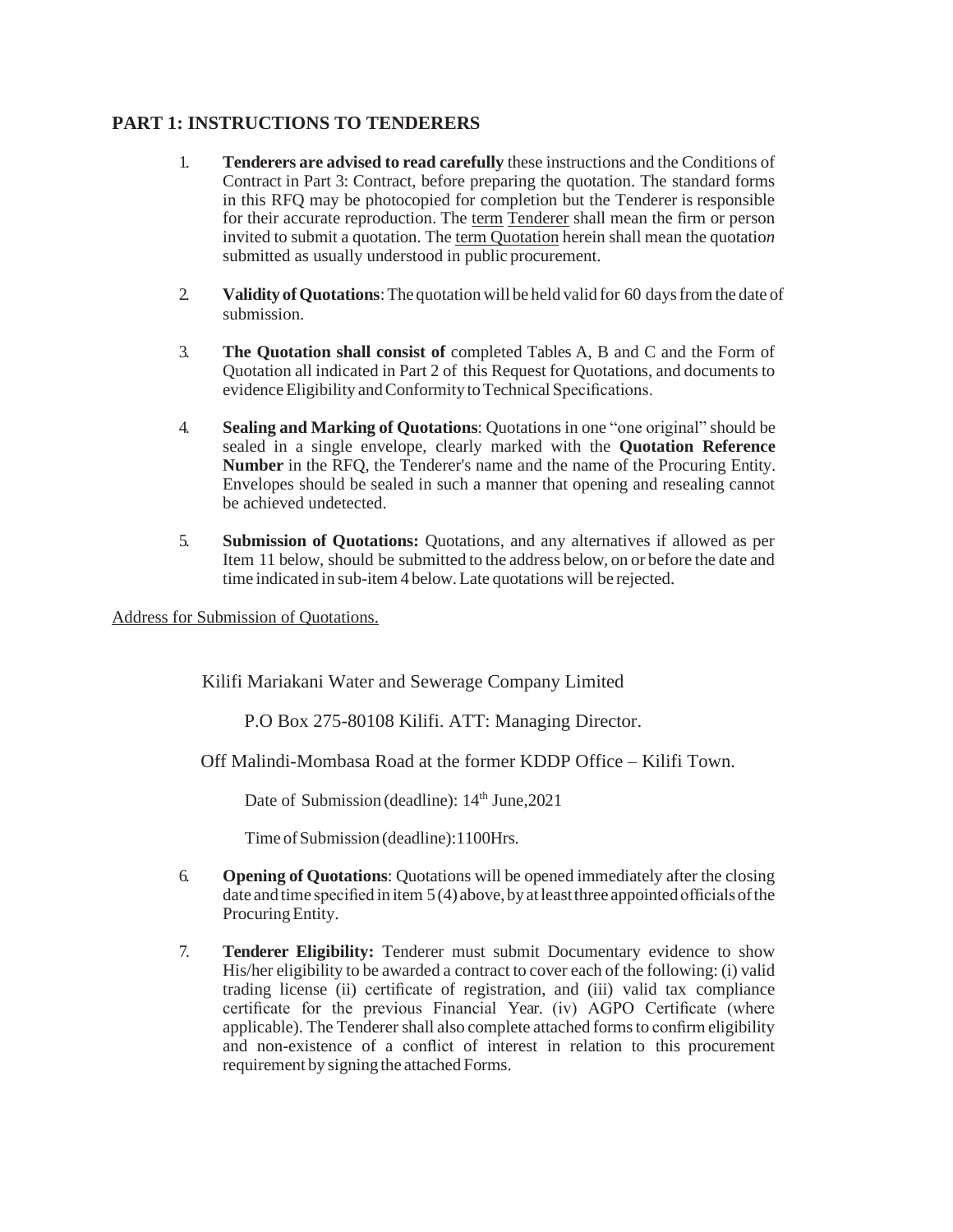## PART 1: INSTRUCTIONS TO TENDERERS

1. **Tenderers are advised to read carefully** these instructions and the Conditions of Contract in Part 3: Contract, before preparing the quotation. The standard forms in this RFQ may be photocopied for completion but the Tenderer is responsible for their accurate reproduction. The term Tenderer shall mean the firm or person invited to submit a quotation. The term Quotation herein shall mean the quotatio*n* submitted as usually understood in public procurement.

2. **Validity of Quotations**: The quotation will be held valid for 60 days from the date of submission.

3. **The Quotation shall consist of** completed Tables A, B and C and the Form of Quotation all indicated in Part 2 of this Request for Quotations, and documents to evidence Eligibility and Conformity to Technical Specifications.

4. **Sealing and Marking of Quotations**: Quotations in one "one original" should be sealed in a single envelope, clearly marked with the **Quotation Reference Number** in the RFQ, the Tenderer's name and the name of the Procuring Entity. Envelopes should be sealed in such a manner that opening and resealing cannot be achieved undetected.

5. **Submission of Quotations:** Quotations, and any alternatives if allowed as per Item 11 below, should be submitted to the address below, on or before the date and time indicated in sub-item 4 below. Late quotations will be rejected.

Address for Submission of Quotations.

Kilifi Mariakani Water and Sewerage Company Limited

P.O Box 275-80108 Kilifi. ATT: Managing Director.

Off Malindi-Mombasa Road at the former KDDP Office – Kilifi Town.

Date of Submission (deadline): 14th June,2021

Time of Submission (deadline):1100Hrs.

6. **Opening of Quotations**: Quotations will be opened immediately after the closing date and time specified in item 5 (4) above, by at least three appointed officials of the Procuring Entity.

7. **Tenderer Eligibility:** Tenderer must submit Documentary evidence to show His/her eligibility to be awarded a contract to cover each of the following: (i) valid trading license (ii) certificate of registration, and (iii) valid tax compliance certificate for the previous Financial Year. (iv) AGPO Certificate (where applicable). The Tenderer shall also complete attached forms to confirm eligibility and non-existence of a conflict of interest in relation to this procurement requirement by signing the attached Forms.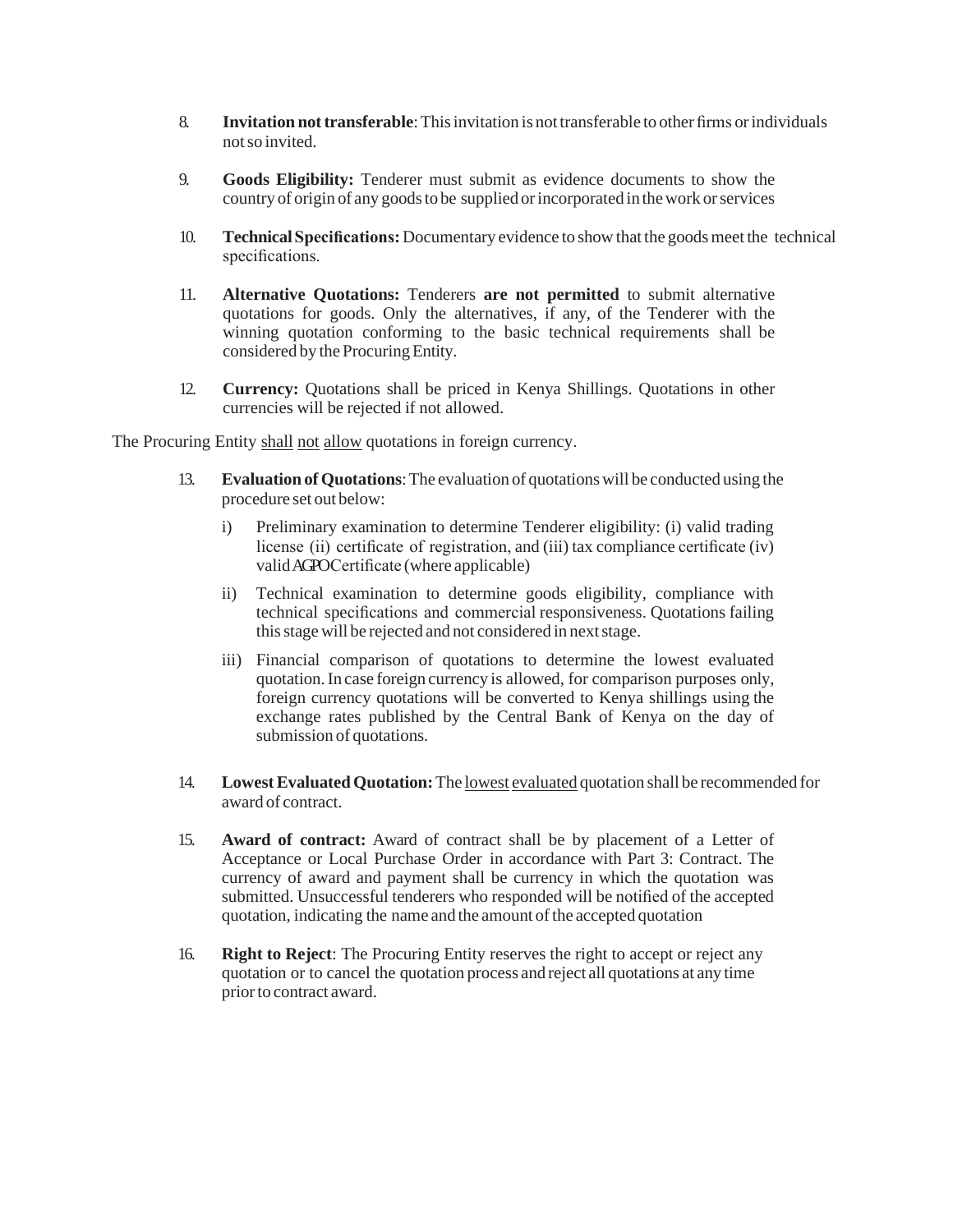8. **Invitation not transferable**: This invitation is not transferable to other firms or individuals not so invited.

9. **Goods Eligibility:** Tenderer must submit as evidence documents to show the country of origin of any goods to be supplied or incorporated in the work or services

10. **Technical Specifications:** Documentary evidence to show that the goods meet the technical specifications.

11. **Alternative Quotations:** Tenderers **are not permitted** to submit alternative quotations for goods. Only the alternatives, if any, of the Tenderer with the winning quotation conforming to the basic technical requirements shall be considered by the Procuring Entity.

12. **Currency:** Quotations shall be priced in Kenya Shillings. Quotations in other currencies will be rejected if not allowed.

The Procuring Entity <u>shall</u> <u>not</u> <u>allow</u> quotations in foreign currency.

13. **Evaluation of Quotations**: The evaluation of quotations will be conducted using the procedure set out below:

    i) Preliminary examination to determine Tenderer eligibility: (i) valid trading license (ii) certificate of registration, and (iii) tax compliance certificate (iv) valid AGPO Certificate (where applicable)

    ii) Technical examination to determine goods eligibility, compliance with technical specifications and commercial responsiveness. Quotations failing this stage will be rejected and not considered in next stage.

    iii) Financial comparison of quotations to determine the lowest evaluated quotation. In case foreign currency is allowed, for comparison purposes only, foreign currency quotations will be converted to Kenya shillings using the exchange rates published by the Central Bank of Kenya on the day of submission of quotations.

14. **Lowest Evaluated Quotation:** The <u>lowest</u> <u>evaluated</u> quotation shall be recommended for award of contract.

15. **Award of contract:** Award of contract shall be by placement of a Letter of Acceptance or Local Purchase Order in accordance with Part 3: Contract. The currency of award and payment shall be currency in which the quotation was submitted. Unsuccessful tenderers who responded will be notified of the accepted quotation, indicating the name and the amount of the accepted quotation

16. **Right to Reject**: The Procuring Entity reserves the right to accept or reject any quotation or to cancel the quotation process and reject all quotations at any time prior to contract award.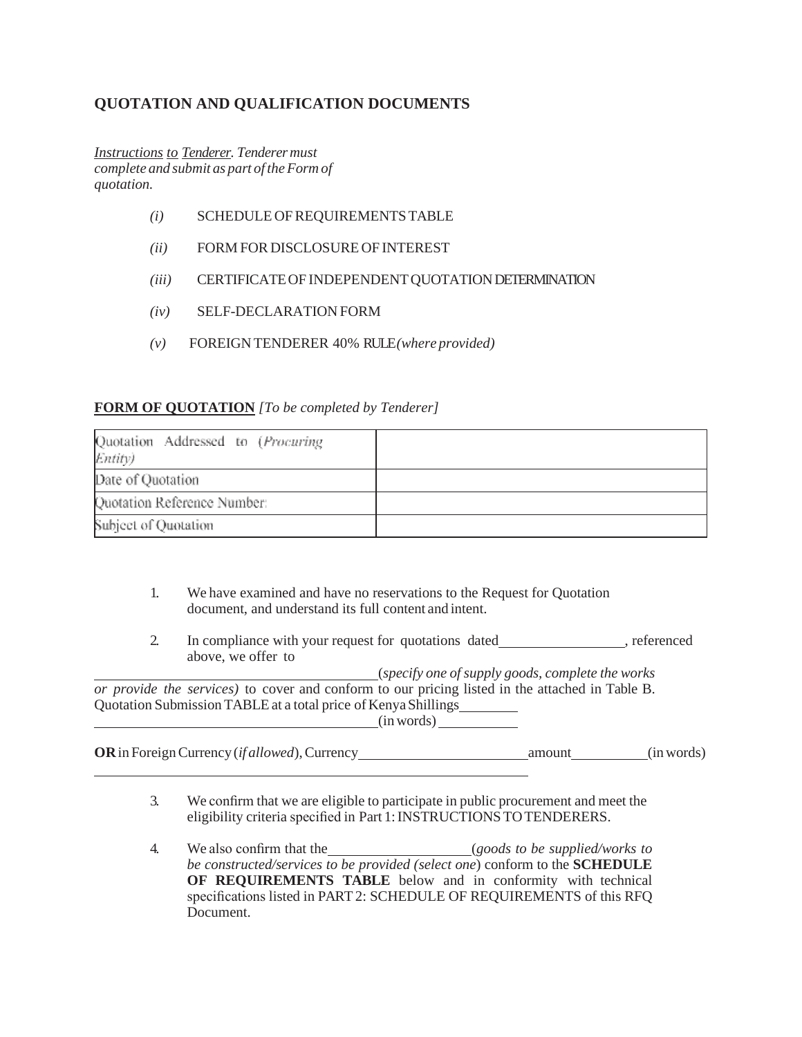## QUOTATION AND QUALIFICATION DOCUMENTS

*<u>Instructions</u> <u>to</u> <u>Tenderer</u>. Tenderer must complete and submit as part of the Form of quotation.*

- *(i)* SCHEDULE OF REQUIREMENTS TABLE
- *(ii)* FORM FOR DISCLOSURE OF INTEREST
- *(iii)* CERTIFICATE OF INDEPENDENT QUOTATION DETERMINATION
- *(iv)* SELF-DECLARATION FORM
- *(v)* FOREIGN TENDERER 40% RULE *(where provided)*

**<u>FORM OF QUOTATION</u>** *[To be completed by Tenderer]*

| Quotation Addressed to (*Procuring Entity*) | |
|---|---|
| Date of Quotation | |
| Quotation Reference Number: | |
| Subject of Quotation | |

1. We have examined and have no reservations to the Request for Quotation document, and understand its full content and intent.

2. In compliance with your request for quotations dated\_\_\_\_\_\_\_\_\_\_\_\_\_\_\_\_\_\_, referenced above, we offer to

\_\_\_\_\_\_\_\_\_\_\_\_\_\_\_\_\_\_\_\_\_\_\_\_\_\_\_\_\_\_\_\_\_\_\_\_\_\_\_\_\_\_(*specify one of supply goods, complete the works or provide the services)* to cover and conform to our pricing listed in the attached in Table B. Quotation Submission TABLE at a total price of Kenya Shillings\_\_\_\_\_\_\_\_\_
\_\_\_\_\_\_\_\_\_\_\_\_\_\_\_\_\_\_\_\_\_\_\_\_\_\_\_\_\_\_\_\_\_\_\_\_\_\_\_\_\_\_(in words) \_\_\_\_\_\_\_\_\_\_\_\_

**OR** in Foreign Currency (*if allowed*), Currency\_\_\_\_\_\_\_\_\_\_\_\_\_\_\_\_\_\_\_\_\_\_\_\_\_amount\_\_\_\_\_\_\_\_\_\_\_(in words)
\_\_\_\_\_\_\_\_\_\_\_\_\_\_\_\_\_\_\_\_\_\_\_\_\_\_\_\_\_\_\_\_\_\_\_\_\_\_\_\_\_\_\_\_\_\_\_\_\_\_\_\_\_\_\_\_\_\_\_\_\_\_\_\_

3. We confirm that we are eligible to participate in public procurement and meet the eligibility criteria specified in Part 1: INSTRUCTIONS TO TENDERERS.

4. We also confirm that the\_\_\_\_\_\_\_\_\_\_\_\_\_\_\_\_\_\_\_\_\_(*goods to be supplied/works to be constructed/services to be provided (select one*) conform to the **SCHEDULE OF REQUIREMENTS TABLE** below and in conformity with technical specifications listed in PART 2: SCHEDULE OF REQUIREMENTS of this RFQ Document.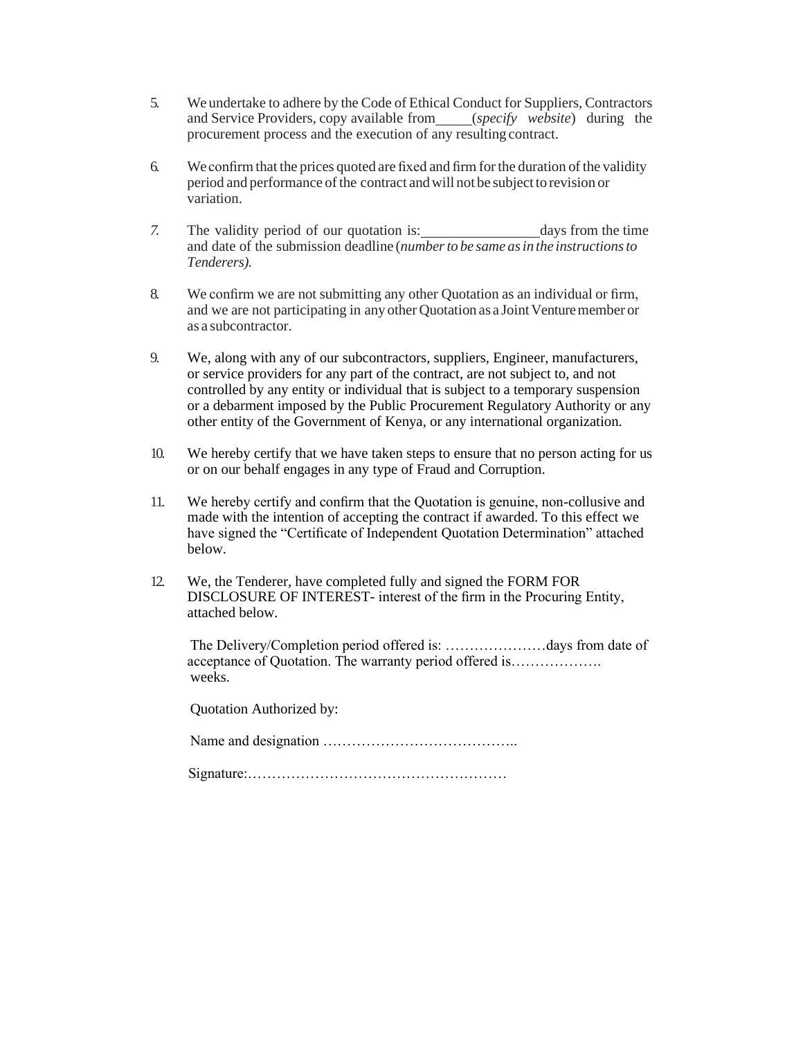5. We undertake to adhere by the Code of Ethical Conduct for Suppliers, Contractors and Service Providers, copy available from_____(*specify website*) during the procurement process and the execution of any resulting contract.

6. We confirm that the prices quoted are fixed and firm for the duration of the validity period and performance of the contract and will not be subject to revision or variation.

7. The validity period of our quotation is:________________days from the time and date of the submission deadline (*number to be same as in the instructions to Tenderers).*

8. We confirm we are not submitting any other Quotation as an individual or firm, and we are not participating in any other Quotation as a Joint Venture member or as a subcontractor.

9. We, along with any of our subcontractors, suppliers, Engineer, manufacturers, or service providers for any part of the contract, are not subject to, and not controlled by any entity or individual that is subject to a temporary suspension or a debarment imposed by the Public Procurement Regulatory Authority or any other entity of the Government of Kenya, or any international organization.

10. We hereby certify that we have taken steps to ensure that no person acting for us or on our behalf engages in any type of Fraud and Corruption.

11. We hereby certify and confirm that the Quotation is genuine, non-collusive and made with the intention of accepting the contract if awarded. To this effect we have signed the "Certificate of Independent Quotation Determination" attached below.

12. We, the Tenderer, have completed fully and signed the FORM FOR DISCLOSURE OF INTEREST- interest of the firm in the Procuring Entity, attached below.

    The Delivery/Completion period offered is: …………………days from date of acceptance of Quotation. The warranty period offered is………………. weeks.

    Quotation Authorized by:

    Name and designation …………………………………..

    Signature:………………………………………………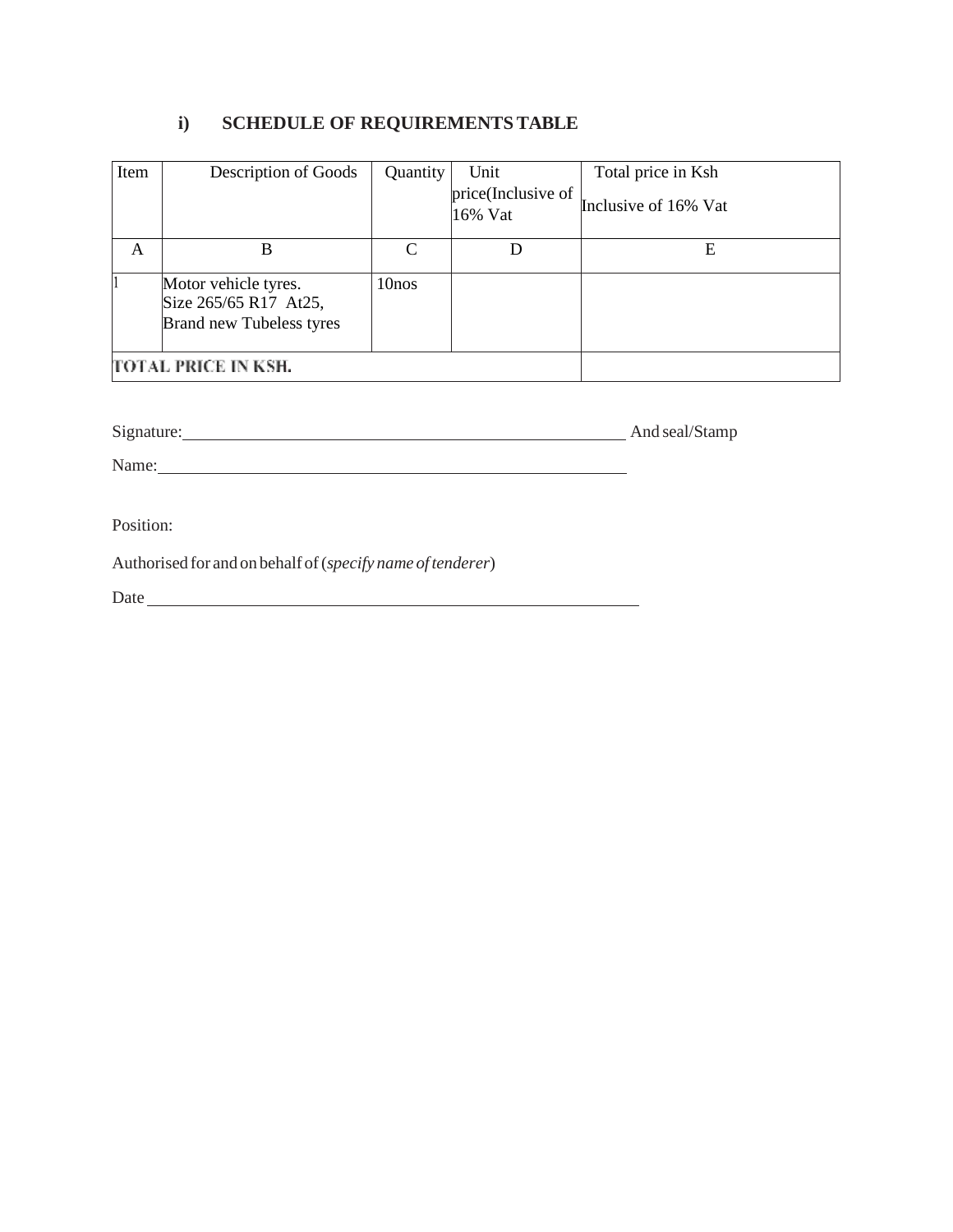### i) SCHEDULE OF REQUIREMENTS TABLE

| Item | Description of Goods | Quantity | Unit price(Inclusive of 16% Vat | Total price in Ksh Inclusive of 16% Vat |
|---|---|---|---|---|
| A | B | C | D | E |
| 1 | Motor vehicle tyres. Size 265/65 R17 At25, Brand new Tubeless tyres | 10nos | | |
| **TOTAL PRICE IN KSH.** | | | | |

Signature:\_\_\_\_\_\_\_\_\_\_\_\_\_\_\_\_\_\_\_\_\_\_\_\_\_\_\_\_\_\_\_\_\_\_\_\_\_\_\_\_\_\_\_\_\_\_\_\_ And seal/Stamp

Name:\_\_\_\_\_\_\_\_\_\_\_\_\_\_\_\_\_\_\_\_\_\_\_\_\_\_\_\_\_\_\_\_\_\_\_\_\_\_\_\_\_\_\_\_\_\_\_\_

Position:

Authorised for and on behalf of (*specify name of tenderer*)

Date \_\_\_\_\_\_\_\_\_\_\_\_\_\_\_\_\_\_\_\_\_\_\_\_\_\_\_\_\_\_\_\_\_\_\_\_\_\_\_\_\_\_\_\_\_\_\_\_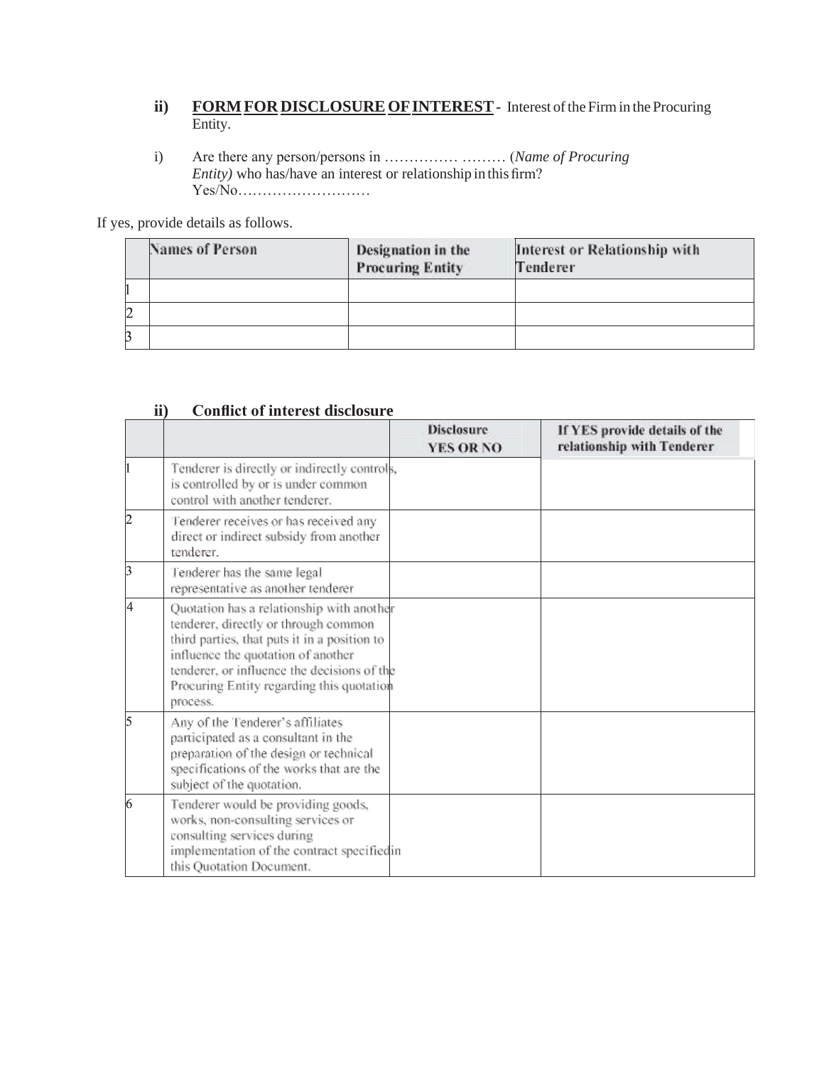**ii) <u>FORM FOR DISCLOSURE OF INTEREST</u>** - Interest of the Firm in the Procuring Entity.

i) Are there any person/persons in …………… ……… (*Name of Procuring Entity)* who has/have an interest or relationship in this firm? Yes/No………………………

If yes, provide details as follows.

| | Names of Person | Designation in the Procuring Entity | Interest or Relationship with Tenderer |
|---|---|---|---|
| 1 | | | |
| 2 | | | |
| 3 | | | |

**ii) Conflict of interest disclosure**

| | | Disclosure YES OR NO | If YES provide details of the relationship with Tenderer |
|---|---|---|---|
| 1 | Tenderer is directly or indirectly controls, is controlled by or is under common control with another tenderer. | | |
| 2 | Tenderer receives or has received any direct or indirect subsidy from another tenderer. | | |
| 3 | Tenderer has the same legal representative as another tenderer | | |
| 4 | Quotation has a relationship with another tenderer, directly or through common third parties, that puts it in a position to influence the quotation of another tenderer, or influence the decisions of the Procuring Entity regarding this quotation process. | | |
| 5 | Any of the Tenderer's affiliates participated as a consultant in the preparation of the design or technical specifications of the works that are the subject of the quotation. | | |
| 6 | Tenderer would be providing goods, works, non-consulting services or consulting services during implementation of the contract specified in this Quotation Document. | | |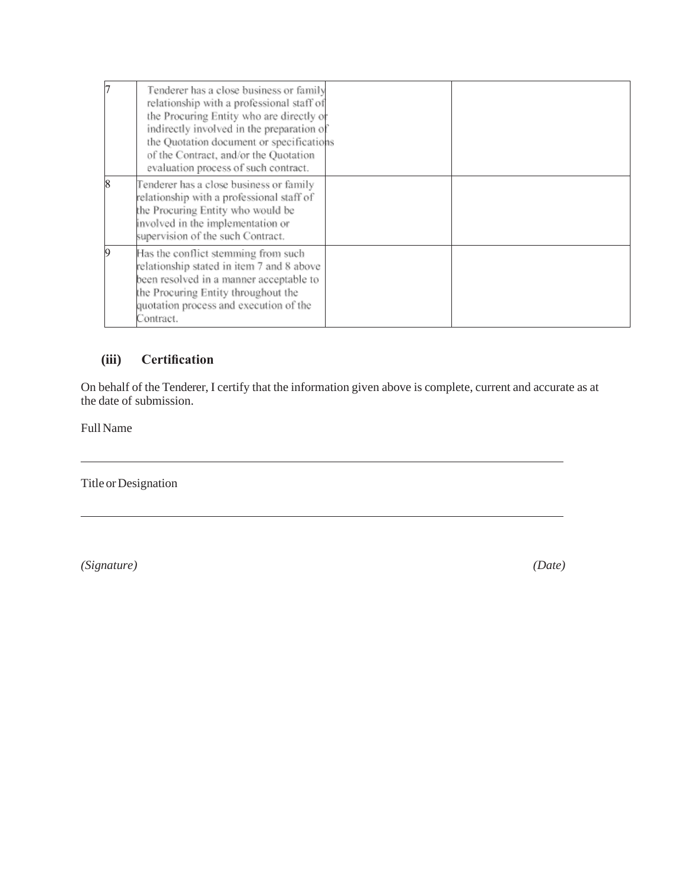| | | | |
|---|---|---|---|
| 7 | Tenderer has a close business or family relationship with a professional staff of the Procuring Entity who are directly or indirectly involved in the preparation of the Quotation document or specifications of the Contract, and/or the Quotation evaluation process of such contract. | | |
| 8 | Tenderer has a close business or family relationship with a professional staff of the Procuring Entity who would be involved in the implementation or supervision of the such Contract. | | |
| 9 | Has the conflict stemming from such relationship stated in item 7 and 8 above been resolved in a manner acceptable to the Procuring Entity throughout the quotation process and execution of the Contract. | | |

### (iii) Certification

On behalf of the Tenderer, I certify that the information given above is complete, current and accurate as at the date of submission.

Full Name

______________________________________________________________________

Title or Designation

______________________________________________________________________

*(Signature)* *(Date)*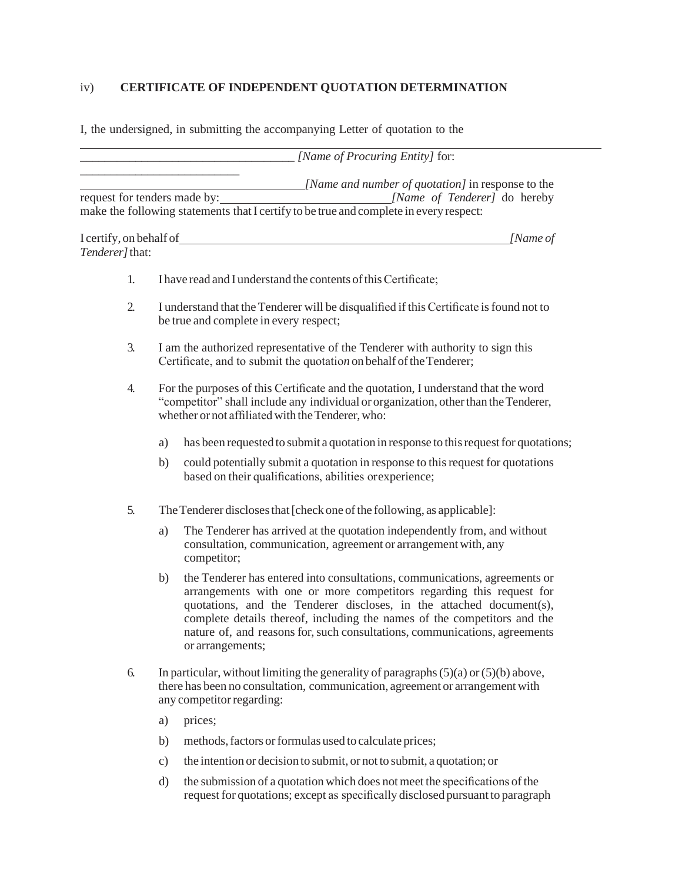iv) **CERTIFICATE OF INDEPENDENT QUOTATION DETERMINATION**

I, the undersigned, in submitting the accompanying Letter of quotation to the

___________________________________ *[Name of Procuring Entity]* for:

___________________________________ *[Name and number of quotation]* in response to the request for tenders made by: ___________________________ *[Name of Tenderer]* do hereby make the following statements that I certify to be true and complete in every respect:

I certify, on behalf of ___________________________________________ *[Name of Tenderer]* that:

1. I have read and I understand the contents of this Certificate;

2. I understand that the Tenderer will be disqualified if this Certificate is found not to be true and complete in every respect;

3. I am the authorized representative of the Tenderer with authority to sign this Certificate, and to submit the quotati*o*n on behalf of the Tenderer;

4. For the purposes of this Certificate and the quotation, I understand that the word "competitor" shall include any individual or organization, other than the Tenderer, whether or not affiliated with the Tenderer, who:

   a) has been requested to submit a quotation in response to this request for quotations;

   b) could potentially submit a quotation in response to this request for quotations based on their qualifications, abilities or experience;

5. The Tenderer discloses that [check one of the following, as applicable]:

   a) The Tenderer has arrived at the quotation independently from, and without consultation, communication, agreement or arrangement with, any competitor;

   b) the Tenderer has entered into consultations, communications, agreements or arrangements with one or more competitors regarding this request for quotations, and the Tenderer discloses, in the attached document(s), complete details thereof, including the names of the competitors and the nature of, and reasons for, such consultations, communications, agreements or arrangements;

6. In particular, without limiting the generality of paragraphs (5)(a) or (5)(b) above, there has been no consultation, communication, agreement or arrangement with any competitor regarding:

   a) prices;

   b) methods, factors or formulas used to calculate prices;

   c) the intention or decision to submit, or not to submit, a quotation; or

   d) the submission of a quotation which does not meet the specifications of the request for quotations; except as specifically disclosed pursuant to paragraph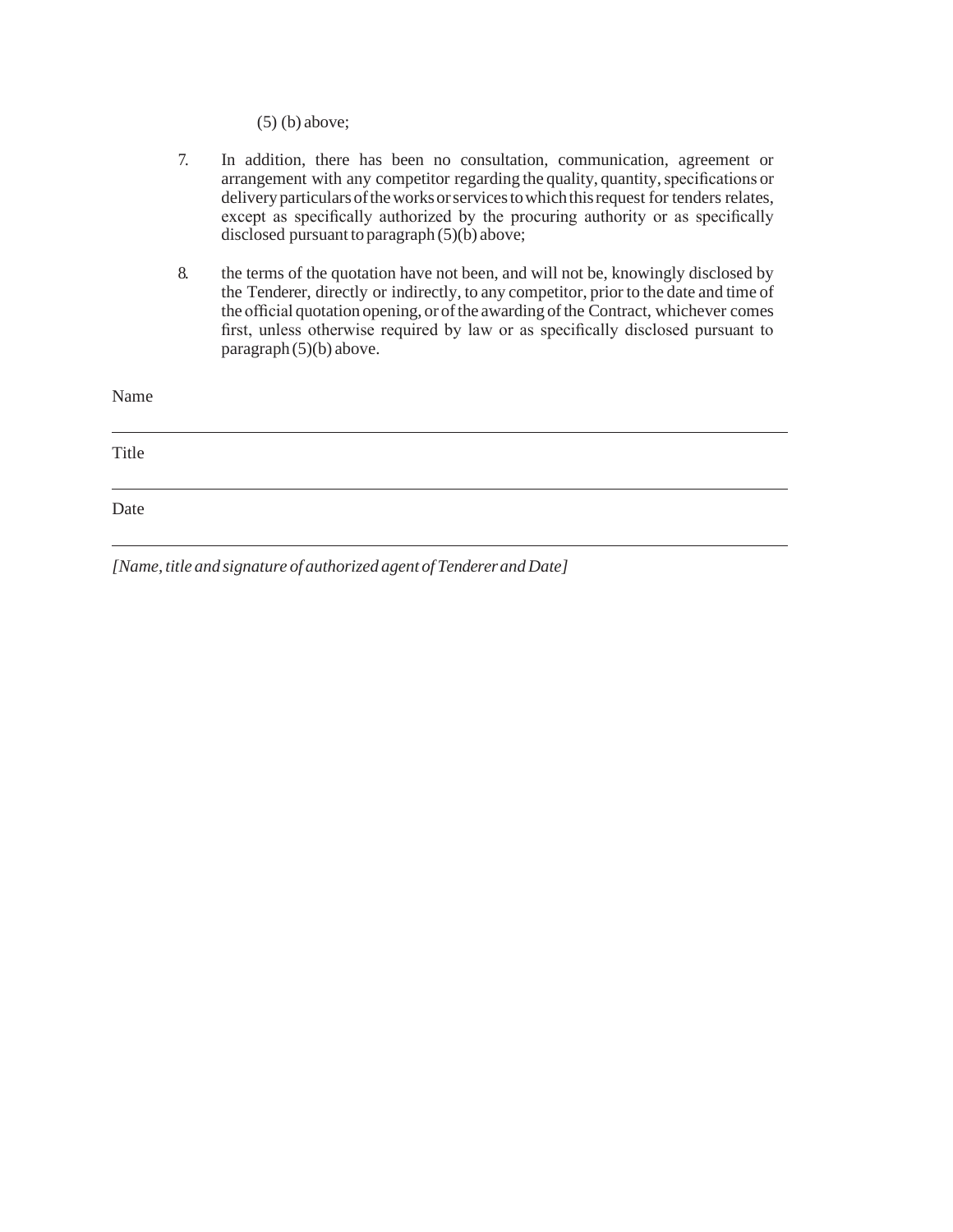(5) (b) above;

7. In addition, there has been no consultation, communication, agreement or arrangement with any competitor regarding the quality, quantity, specifications or delivery particulars of the works or services to which this request for tenders relates, except as specifically authorized by the procuring authority or as specifically disclosed pursuant to paragraph (5)(b) above;

8. the terms of the quotation have not been, and will not be, knowingly disclosed by the Tenderer, directly or indirectly, to any competitor, prior to the date and time of the official quotation opening, or of the awarding of the Contract, whichever comes first, unless otherwise required by law or as specifically disclosed pursuant to paragraph (5)(b) above.

Name

---

Title

---

Date

---

*[Name, title and signature of authorized agent of Tenderer and Date]*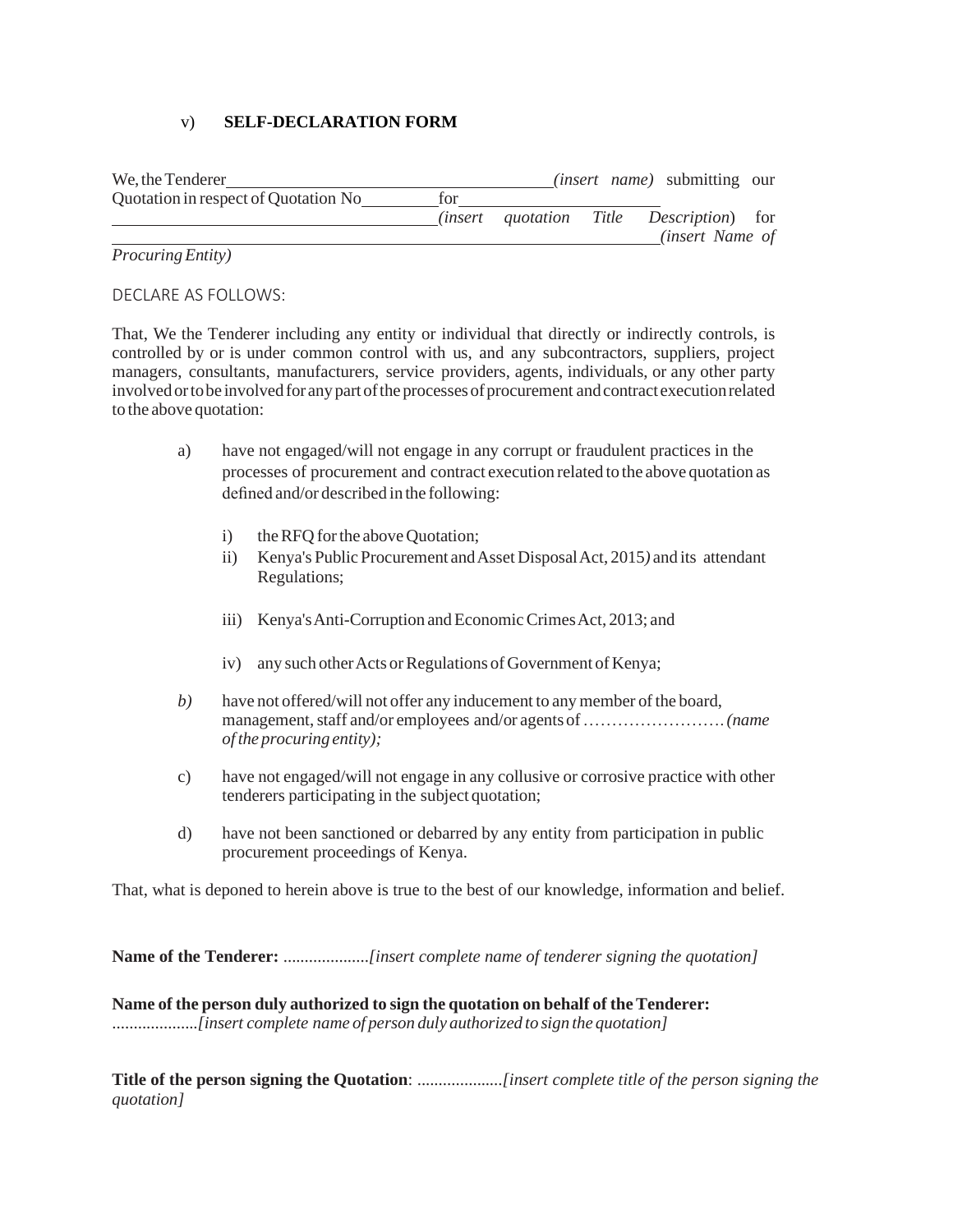## v) **SELF-DECLARATION FORM**

We, the Tenderer\_\_\_\_\_\_\_\_\_\_\_\_\_\_\_\_\_\_\_\_\_\_\_\_\_\_\_\_\_\_\_\_\_\_\_\_\_\_*(insert name)* submitting our Quotation in respect of Quotation No\_\_\_\_\_\_\_\_\_for\_\_\_\_\_\_\_\_\_\_\_\_\_\_\_\_\_\_\_\_\_\_\_\_ \_\_\_\_\_\_\_\_\_\_\_\_\_\_\_\_\_\_\_\_\_\_\_\_\_\_\_\_\_\_\_\_\_\_\_\_\_\_\_\_*(insert quotation Title Description*) for \_\_\_\_\_\_\_\_\_\_\_\_\_\_\_\_\_\_\_\_\_\_\_\_\_\_\_\_\_\_\_\_\_\_\_\_\_\_\_\_\_\_\_\_\_\_\_\_\_\_\_\_\_\_\_\_\_\_\_\_\_\_*(insert Name of Procuring Entity)*

DECLARE AS FOLLOWS:

That, We the Tenderer including any entity or individual that directly or indirectly controls, is controlled by or is under common control with us, and any subcontractors, suppliers, project managers, consultants, manufacturers, service providers, agents, individuals, or any other party involved or to be involved for any part of the processes of procurement and contract execution related to the above quotation:

a) have not engaged/will not engage in any corrupt or fraudulent practices in the processes of procurement and contract execution related to the above quotation as defined and/or described in the following:

   i) the RFQ for the above Quotation;

   ii) Kenya's Public Procurement and Asset Disposal Act, 2015*)* and its attendant Regulations;

   iii) Kenya's Anti-Corruption and Economic Crimes Act, 2013; and

   iv) any such other Acts or Regulations of Government of Kenya;

*b)* have not offered/will not offer any inducement to any member of the board, management, staff and/or employees and/or agents of ……………………. *(name of the procuring entity);*

c) have not engaged/will not engage in any collusive or corrosive practice with other tenderers participating in the subject quotation;

d) have not been sanctioned or debarred by any entity from participation in public procurement proceedings of Kenya.

That, what is deponed to herein above is true to the best of our knowledge, information and belief.

**Name of the Tenderer:** ....................*[insert complete name of tenderer signing the quotation]*

**Name of the person duly authorized to sign the quotation on behalf of the Tenderer:** ....................*[insert complete name of person duly authorized to sign the quotation]*

**Title of the person signing the Quotation**: ....................*[insert complete title of the person signing the quotation]*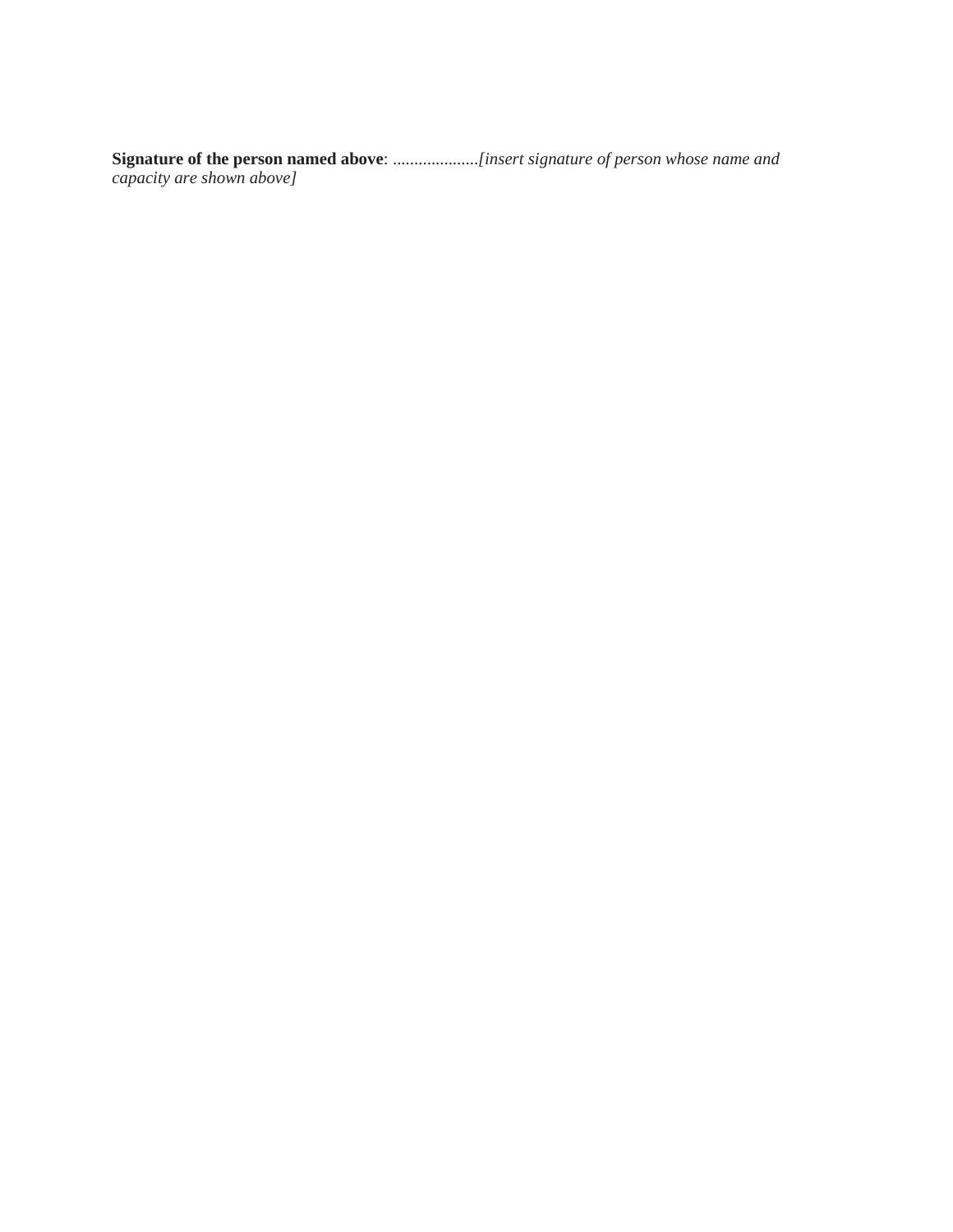**Signature of the person named above**: ....................*[insert signature of person whose name and capacity are shown above]*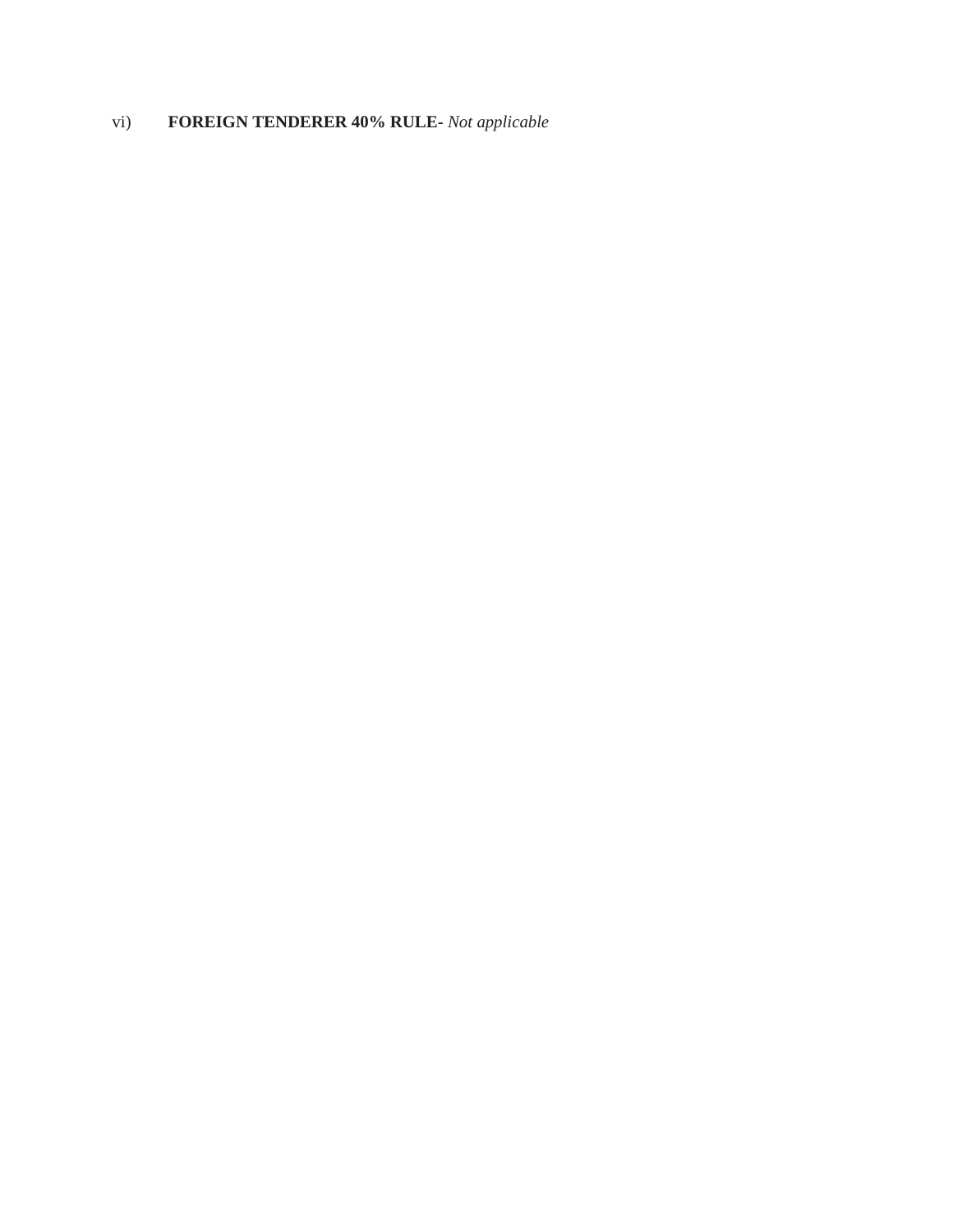vi) **FOREIGN TENDERER 40% RULE-** *Not applicable*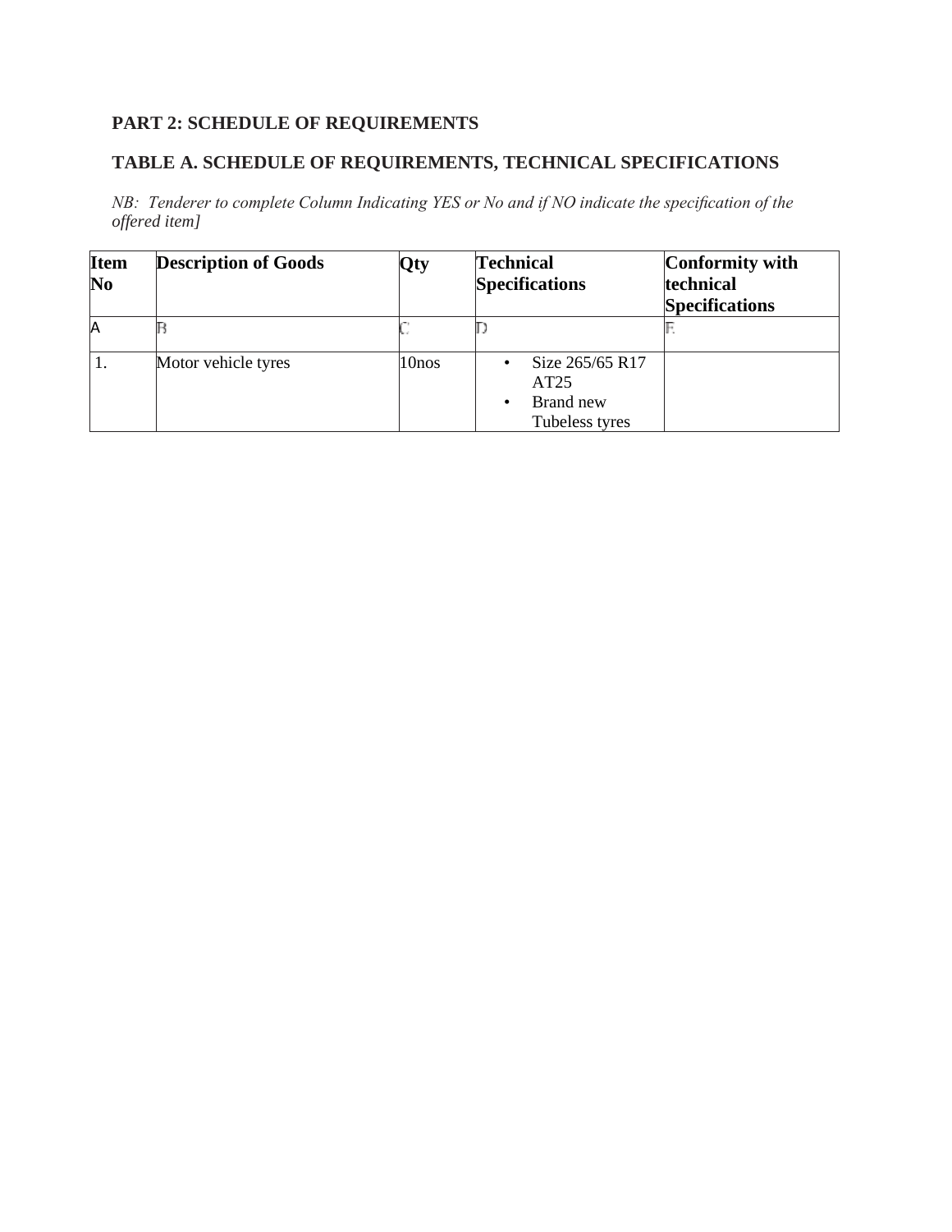## PART 2: SCHEDULE OF REQUIREMENTS

## TABLE A. SCHEDULE OF REQUIREMENTS, TECHNICAL SPECIFICATIONS

*NB: Tenderer to complete Column Indicating YES or No and if NO indicate the specification of the offered item]*

| Item No | Description of Goods | Qty | Technical Specifications | Conformity with technical Specifications |
|---|---|---|---|---|
| A | B | C | D | E |
| 1. | Motor vehicle tyres | 10nos | • Size 265/65 R17 AT25<br>• Brand new Tubeless tyres | |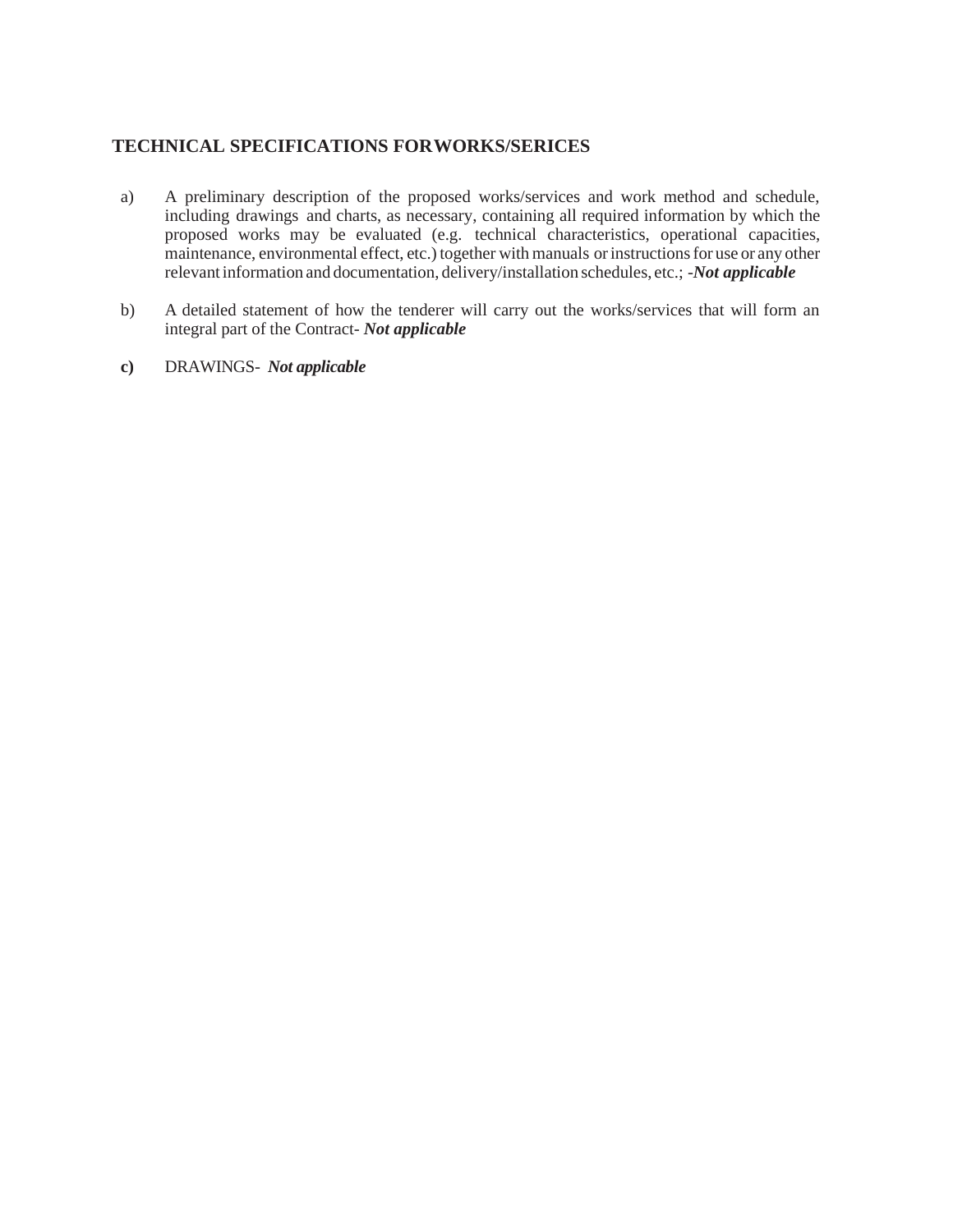## TECHNICAL SPECIFICATIONS FORWORKS/SERICES

a) A preliminary description of the proposed works/services and work method and schedule, including drawings and charts, as necessary, containing all required information by which the proposed works may be evaluated (e.g. technical characteristics, operational capacities, maintenance, environmental effect, etc.) together with manuals or instructions for use or any other relevant information and documentation, delivery/installation schedules, etc.; -***Not applicable***

b) A detailed statement of how the tenderer will carry out the works/services that will form an integral part of the Contract- ***Not applicable***

**c)** DRAWINGS- ***Not applicable***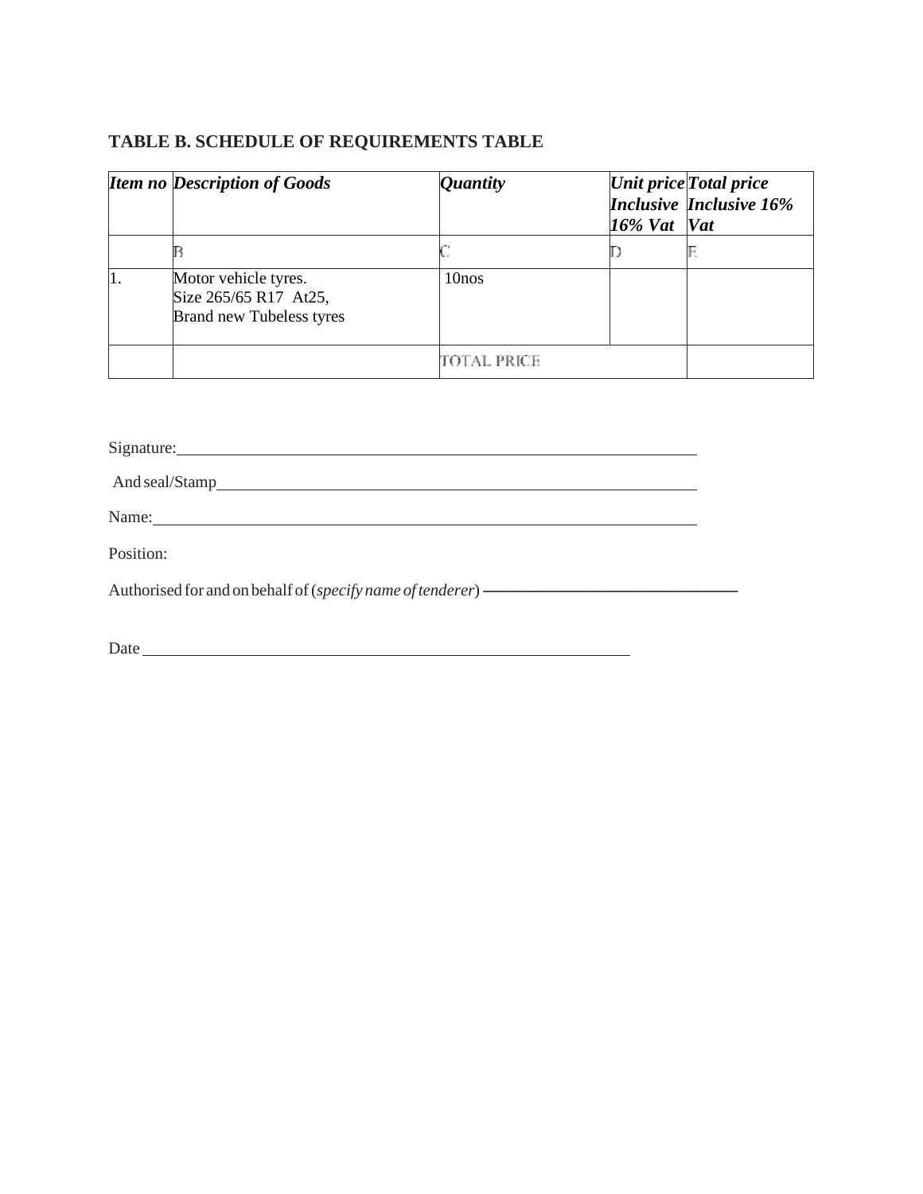## TABLE B. SCHEDULE OF REQUIREMENTS TABLE

| *Item no* | *Description of Goods* | *Quantity* | *Unit price Inclusive 16% Vat* | *Total price Inclusive 16% Vat* |
|---|---|---|---|---|
| | B | C | D | E |
| 1. | Motor vehicle tyres. Size 265/65 R17 At25, Brand new Tubeless tyres | 10nos | | |
| | | TOTAL PRICE | | |

Signature:\_\_\_\_\_\_\_\_\_\_\_\_\_\_\_\_\_\_\_\_\_\_\_\_\_\_\_\_\_\_\_\_\_\_\_\_\_\_\_\_\_\_\_\_\_\_\_\_\_\_\_\_

And seal/Stamp\_\_\_\_\_\_\_\_\_\_\_\_\_\_\_\_\_\_\_\_\_\_\_\_\_\_\_\_\_\_\_\_\_\_\_\_\_\_\_\_\_\_\_\_\_\_\_

Name:\_\_\_\_\_\_\_\_\_\_\_\_\_\_\_\_\_\_\_\_\_\_\_\_\_\_\_\_\_\_\_\_\_\_\_\_\_\_\_\_\_\_\_\_\_\_\_\_\_\_\_\_\_\_\_

Position:

Authorised for and on behalf of (*specify name of tenderer*) \_\_\_\_\_\_\_\_\_\_\_\_\_\_\_\_\_\_\_\_\_\_\_\_\_\_\_\_\_\_

Date \_\_\_\_\_\_\_\_\_\_\_\_\_\_\_\_\_\_\_\_\_\_\_\_\_\_\_\_\_\_\_\_\_\_\_\_\_\_\_\_\_\_\_\_\_\_\_\_\_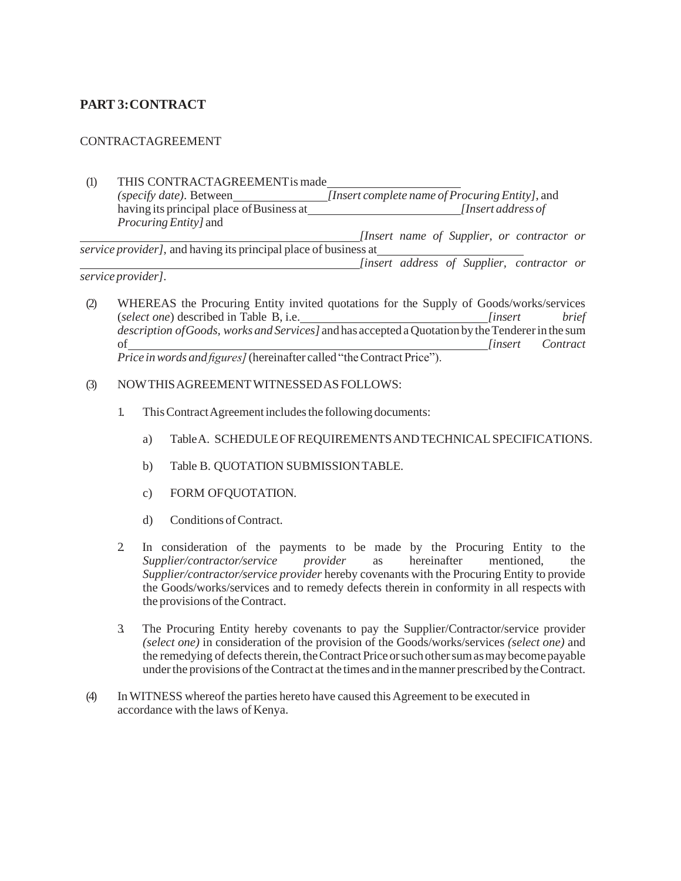## PART 3: CONTRACT

CONTRACT AGREEMENT

(1) THIS CONTRACT AGREEMENT is made \_\_\_\_\_\_\_\_\_\_\_\_\_\_\_\_\_\_\_\_\_\_ *(specify date)*. Between \_\_\_\_\_\_\_\_\_\_\_\_\_\_\_\_ *[Insert complete name of Procuring Entity]*, and having its principal place of Business at \_\_\_\_\_\_\_\_\_\_\_\_\_\_\_\_\_\_\_\_\_\_\_\_\_\_\_ *[Insert address of Procuring Entity]* and \_\_\_\_\_\_\_\_\_\_\_\_\_\_\_\_\_\_\_\_\_\_\_\_\_\_\_\_\_\_\_\_\_\_\_\_\_\_\_\_\_\_\_\_\_\_\_\_\_\_ *[Insert name of Supplier, or contractor or service provider]*, and having its principal place of business at \_\_\_\_\_\_\_\_\_\_\_\_\_\_\_\_\_\_\_\_\_\_\_\_\_\_\_\_\_\_\_\_\_\_\_\_\_\_\_\_\_\_\_\_\_\_\_\_\_\_\_\_\_\_\_\_\_\_\_\_\_\_\_\_\_\_\_\_\_\_\_\_\_\_\_\_\_\_\_\_ *[insert address of Supplier, contractor or service provider]*.

(2) WHEREAS the Procuring Entity invited quotations for the Supply of Goods/works/services (*select one*) described in Table B, i.e. \_\_\_\_\_\_\_\_\_\_\_\_\_\_\_\_\_\_\_\_\_\_\_\_\_\_\_\_\_\_\_\_ *[insert brief description of Goods, works and Services]* and has accepted a Quotation by the Tenderer in the sum of \_\_\_\_\_\_\_\_\_\_\_\_\_\_\_\_\_\_\_\_\_\_\_\_\_\_\_\_\_\_\_\_\_\_\_\_\_\_\_\_\_\_\_\_\_\_\_\_\_\_\_\_\_\_\_\_\_\_\_\_\_\_\_\_ *[insert Contract Price in words and figures]* (hereinafter called "the Contract Price").

(3) NOW THIS AGREEMENT WITNESSED AS FOLLOWS:

1. This Contract Agreement includes the following documents:
   a) Table A. SCHEDULE OF REQUIREMENTS AND TECHNICAL SPECIFICATIONS.
   b) Table B. QUOTATION SUBMISSION TABLE.
   c) FORM OF QUOTATION.
   d) Conditions of Contract.

2. In consideration of the payments to be made by the Procuring Entity to the *Supplier/contractor/service provider* as hereinafter mentioned, the *Supplier/contractor/service provider* hereby covenants with the Procuring Entity to provide the Goods/works/services and to remedy defects therein in conformity in all respects with the provisions of the Contract.

3. The Procuring Entity hereby covenants to pay the Supplier/Contractor/service provider *(select one)* in consideration of the provision of the Goods/works/services *(select one)* and the remedying of defects therein, the Contract Price or such other sum as may become payable under the provisions of the Contract at the times and in the manner prescribed by the Contract.

(4) In WITNESS whereof the parties hereto have caused this Agreement to be executed in accordance with the laws of Kenya.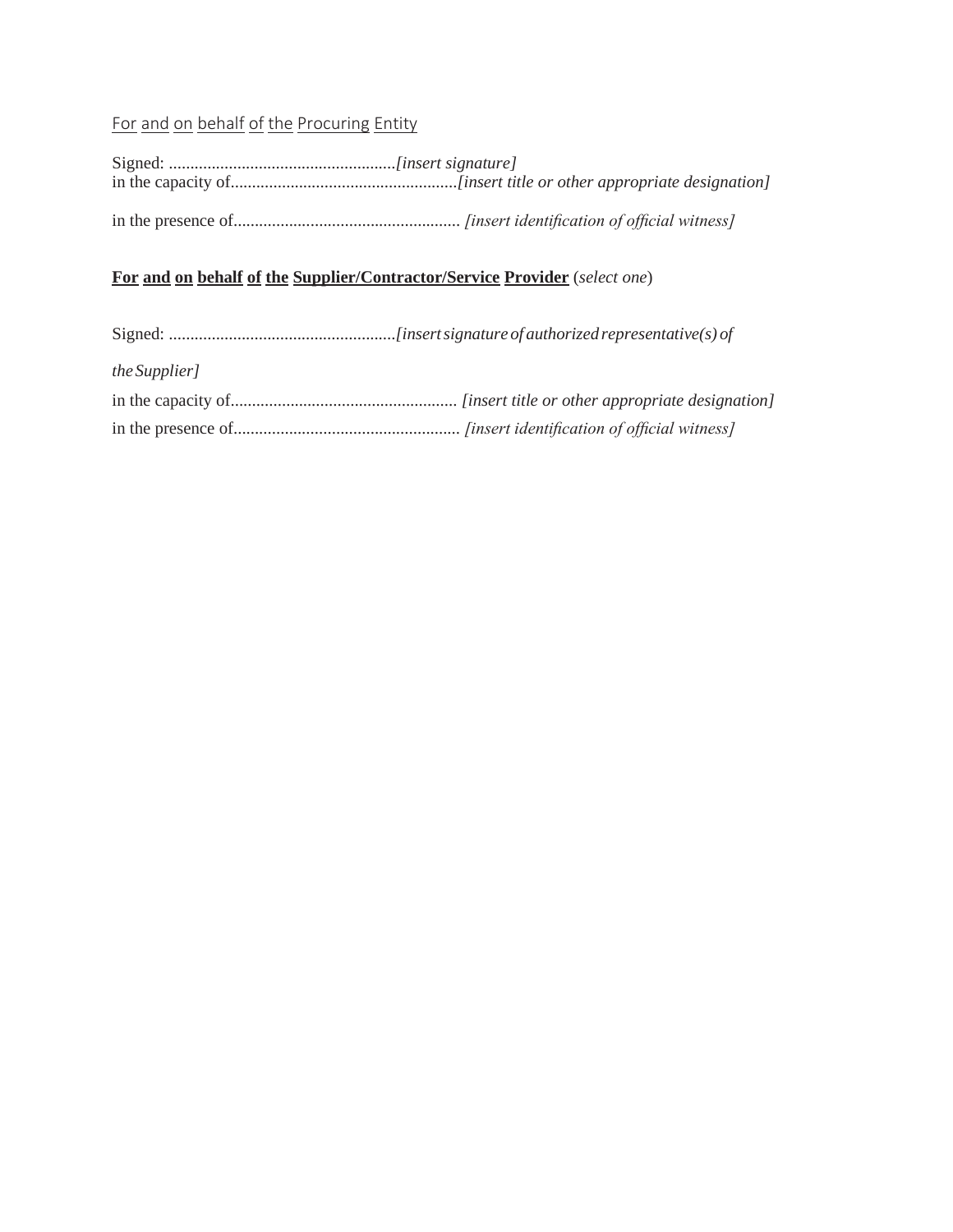For and on behalf of the Procuring Entity

Signed: .....................................................*[insert signature]*
in the capacity of.....................................................*[insert title or other appropriate designation]*

in the presence of..................................................... *[insert identification of official witness]*

**For and on behalf of the Supplier/Contractor/Service Provider** (*select one*)

Signed: .....................................................*[insert signature of authorized representative(s) of the Supplier]*

in the capacity of..................................................... *[insert title or other appropriate designation]*

in the presence of..................................................... *[insert identification of official witness]*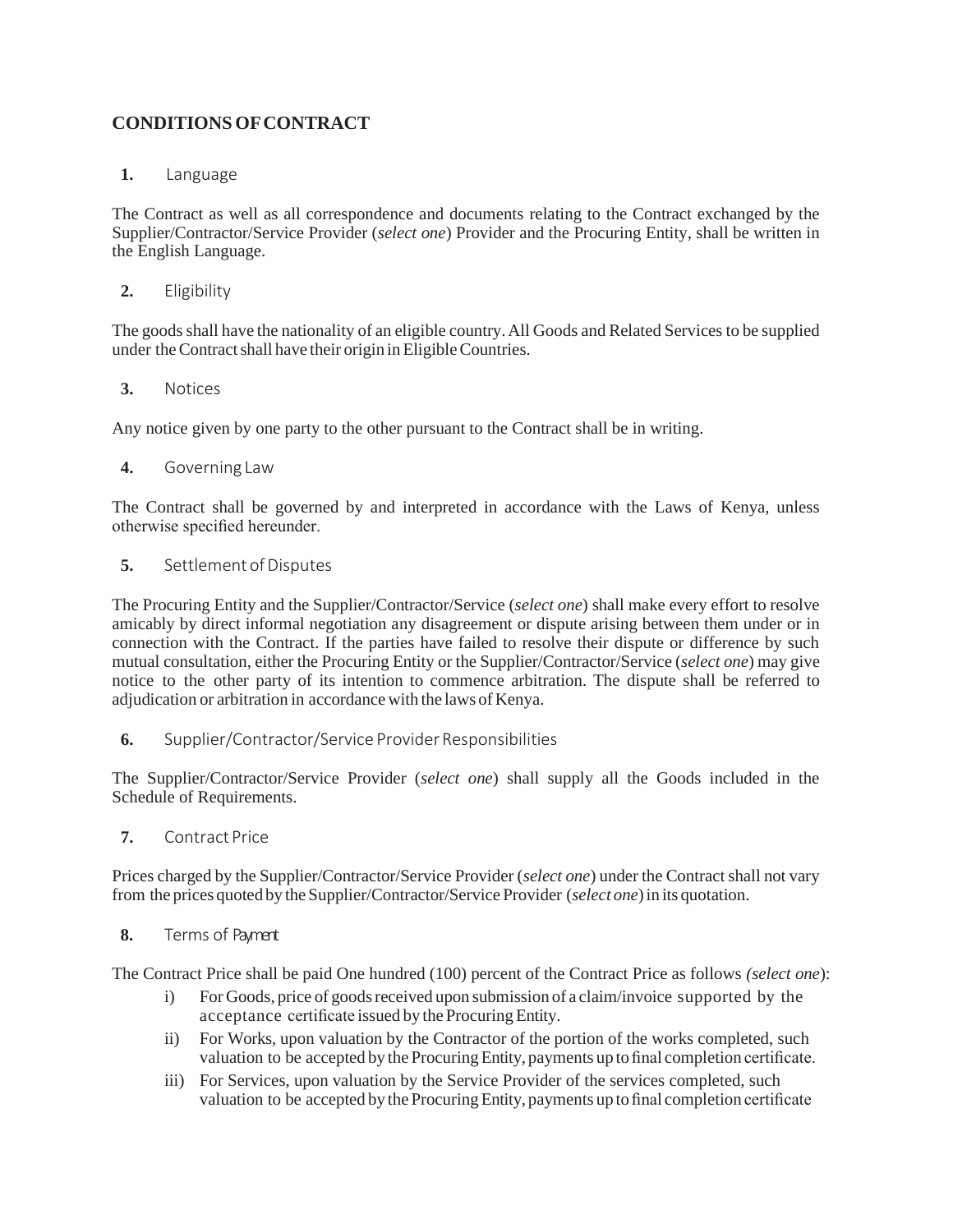## CONDITIONS OF CONTRACT

**1.** Language

The Contract as well as all correspondence and documents relating to the Contract exchanged by the Supplier/Contractor/Service Provider (*select one*) Provider and the Procuring Entity, shall be written in the English Language.

**2.** Eligibility

The goods shall have the nationality of an eligible country. All Goods and Related Services to be supplied under the Contract shall have their origin in Eligible Countries.

**3.** Notices

Any notice given by one party to the other pursuant to the Contract shall be in writing.

**4.** Governing Law

The Contract shall be governed by and interpreted in accordance with the Laws of Kenya, unless otherwise specified hereunder.

**5.** Settlement of Disputes

The Procuring Entity and the Supplier/Contractor/Service (*select one*) shall make every effort to resolve amicably by direct informal negotiation any disagreement or dispute arising between them under or in connection with the Contract. If the parties have failed to resolve their dispute or difference by such mutual consultation, either the Procuring Entity or the Supplier/Contractor/Service (*select one*) may give notice to the other party of its intention to commence arbitration. The dispute shall be referred to adjudication or arbitration in accordance with the laws of Kenya.

**6.** Supplier/Contractor/Service Provider Responsibilities

The Supplier/Contractor/Service Provider (*select one*) shall supply all the Goods included in the Schedule of Requirements.

**7.** Contract Price

Prices charged by the Supplier/Contractor/Service Provider (*select one*) under the Contract shall not vary from the prices quoted by the Supplier/Contractor/Service Provider (*select one*) in its quotation.

**8.** Terms of Payment

The Contract Price shall be paid One hundred (100) percent of the Contract Price as follows *(select one*):

i) For Goods, price of goods received upon submission of a claim/invoice supported by the acceptance certificate issued by the Procuring Entity.

ii) For Works, upon valuation by the Contractor of the portion of the works completed, such valuation to be accepted by the Procuring Entity, payments up to final completion certificate.

iii) For Services, upon valuation by the Service Provider of the services completed, such valuation to be accepted by the Procuring Entity, payments up to final completion certificate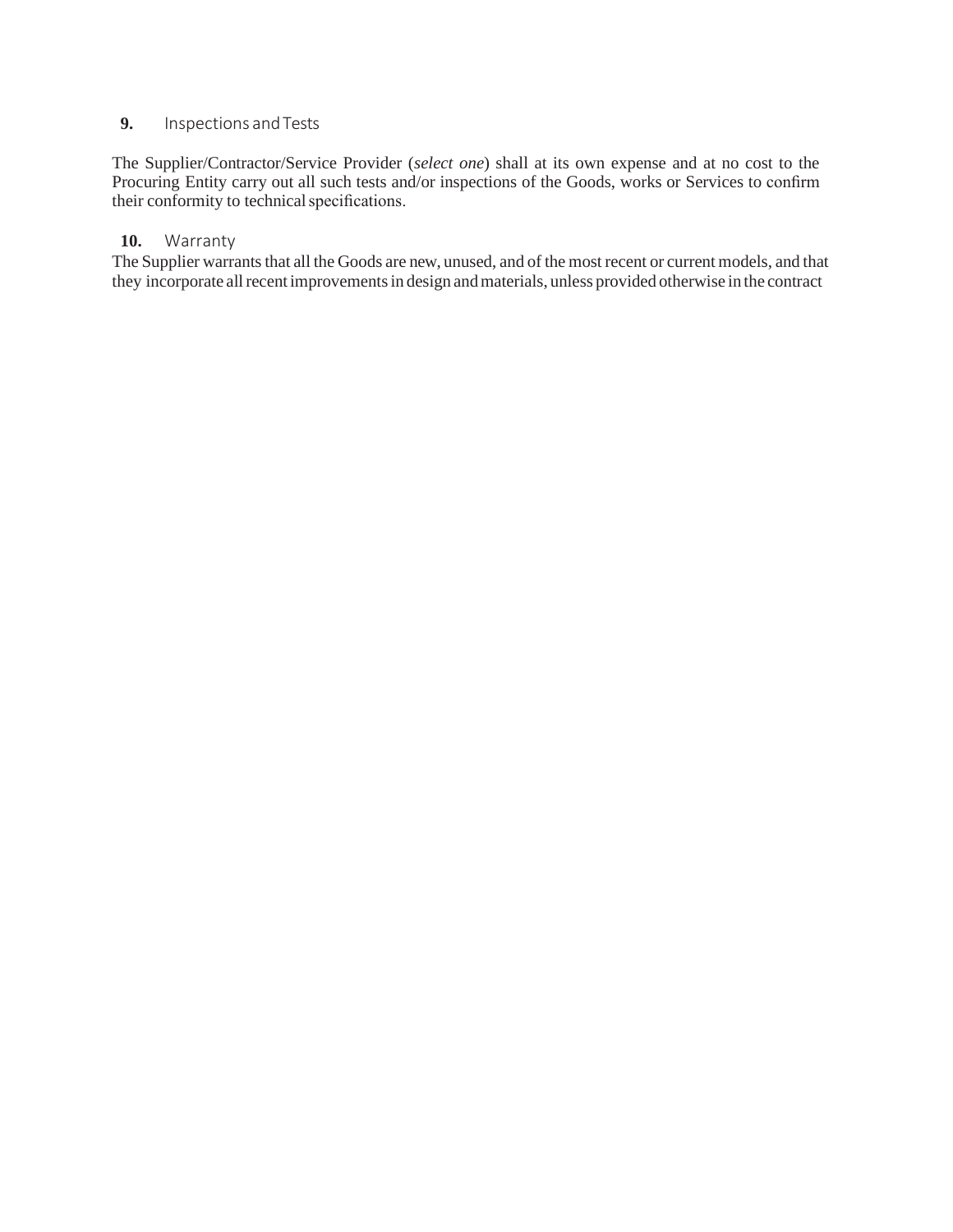**9.** Inspections and Tests

The Supplier/Contractor/Service Provider (*select one*) shall at its own expense and at no cost to the Procuring Entity carry out all such tests and/or inspections of the Goods, works or Services to confirm their conformity to technical specifications.

**10.** Warranty

The Supplier warrants that all the Goods are new, unused, and of the most recent or current models, and that they incorporate all recent improvements in design and materials, unless provided otherwise in the contract